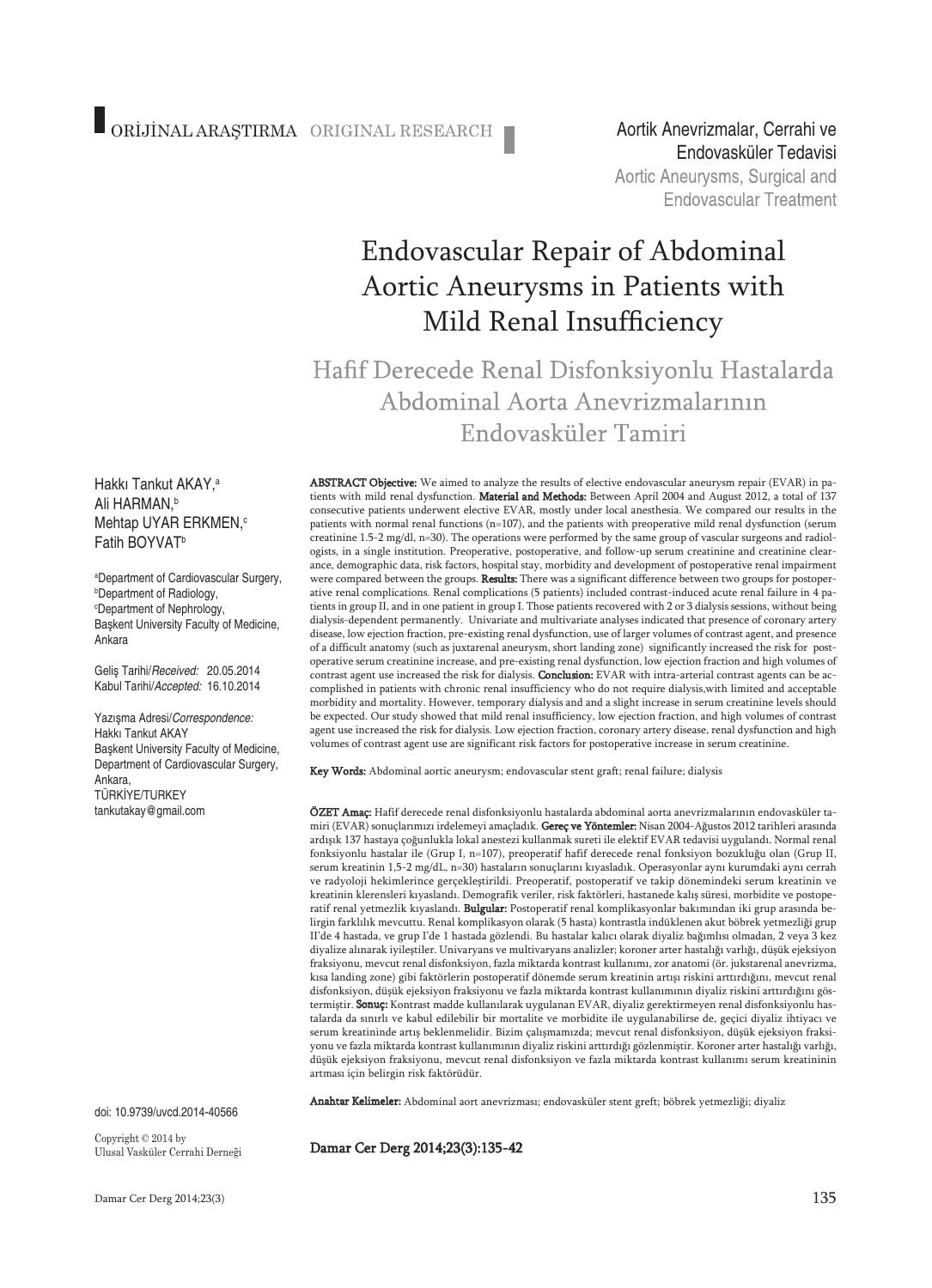ORİJİNAL ARAŞTIRMA ORIGINAL RESEARCH

Aortik Anevrizmalar, Cerrahi ve Endovasküler Tedavisi

Aortic Aneurysms, Surgical and Endovascular Treatment

# Endovascular Repair of Abdominal Aortic Aneurysms in Patients with Mild Renal Insufficiency

## Hafif Derecede Renal Disfonksiyonlu Hastalarda Abdominal Aorta Anevrizmalarının Endovasküler Tamiri

Hakkı Tankut AKAY,[a]
Ali HARMAN,[b]
Mehtap UYAR ERKMEN,[c]
Fatih BOYVAT[b]

[a]Department of Cardiovascular Surgery,
[b]Department of Radiology,
[c]Department of Nephrology,
Başkent University Faculty of Medicine,
Ankara

Geliş Tarihi/*Received:* 20.05.2014
Kabul Tarihi/*Accepted:* 16.10.2014

Yazışma Adresi/*Correspondence:*
Hakkı Tankut AKAY
Başkent University Faculty of Medicine,
Department of Cardiovascular Surgery,
Ankara,
TÜRKİYE/TURKEY
tankutakay@gmail.com

**ABSTRACT Objective:** We aimed to analyze the results of elective endovascular aneurysm repair (EVAR) in patients with mild renal dysfunction. **Material and Methods:** Between April 2004 and August 2012, a total of 137 consecutive patients underwent elective EVAR, mostly under local anesthesia. We compared our results in the patients with normal renal functions (n=107), and the patients with preoperative mild renal dysfunction (serum creatinine 1.5-2 mg/dl, n=30). The operations were performed by the same group of vascular surgeons and radiologists, in a single institution. Preoperative, postoperative, and follow-up serum creatinine and creatinine clearance, demographic data, risk factors, hospital stay, morbidity and development of postoperative renal impairment were compared between the groups. **Results:** There was a significant difference between two groups for postoperative renal complications. Renal complications (5 patients) included contrast-induced acute renal failure in 4 patients in group II, and in one patient in group I. Those patients recovered with 2 or 3 dialysis sessions, without being dialysis-dependent permanently. Univariate and multivariate analyses indicated that presence of coronary artery disease, low ejection fraction, pre-existing renal dysfunction, use of larger volumes of contrast agent, and presence of a difficult anatomy (such as juxtarenal aneurysm, short landing zone) significantly increased the risk for postoperative serum creatinine increase, and pre-existing renal dysfunction, low ejection fraction and high volumes of contrast agent use increased the risk for dialysis. **Conclusion:** EVAR with intra-arterial contrast agents can be accomplished in patients with chronic renal insufficiency who do not require dialysis,with limited and acceptable morbidity and mortality. However, temporary dialysis and and a slight increase in serum creatinine levels should be expected. Our study showed that mild renal insufficiency, low ejection fraction, and high volumes of contrast agent use increased the risk for dialysis. Low ejection fraction, coronary artery disease, renal dysfunction and high volumes of contrast agent use are significant risk factors for postoperative increase in serum creatinine.

**Key Words:** Abdominal aortic aneurysm; endovascular stent graft; renal failure; dialysis

**ÖZET Amaç:** Hafif derecede renal disfonksiyonlu hastalarda abdominal aorta anevrizmalarının endovasküler tamiri (EVAR) sonuçlarımızı irdelemeyi amaçladık. **Gereç ve Yöntemler:** Nisan 2004-Ağustos 2012 tarihleri arasında ardışık 137 hastaya çoğunlukla lokal anestezi kullanmak sureti ile elektif EVAR tedavisi uygulandı. Normal renal fonksiyonlu hastalar ile (Grup I, n=107), preoperatif hafif derecede renal fonksiyon bozukluğu olan (Grup II, serum kreatinin 1,5-2 mg/dL, n=30) hastaların sonuçlarını kıyasladık. Operasyonlar aynı kurumdaki aynı cerrah ve radyoloji hekimlerince gerçekleştirildi. Preoperatif, postoperatif ve takip dönemindeki serum kreatinin ve kreatinin klerensleri kıyaslandı. Demografik veriler, risk faktörleri, hastanede kalış süresi, morbidite ve postoperatif renal yetmezlik kıyaslandı. **Bulgular:** Postoperatif renal komplikasyonlar bakımından iki grup arasında belirgin farklılık mevcuttu. Renal komplikasyon olarak (5 hasta) kontrastla indüklenen akut böbrek yetmezliği grup II'de 4 hastada, ve grup I'de 1 hastada gözlendi. Bu hastalar kalıcı olarak diyaliz bağımlısı olmadan, 2 veya 3 kez diyalize alınarak iyileştiler. Univaryans ve multivaryans analizler; koroner arter hastalığı varlığı, düşük ejeksiyon fraksiyonu, mevcut renal disfonksiyon, fazla miktarda kontrast kullanımı, zor anatomi (ör. jukstarenal anevrizma, kısa landing zone) gibi faktörlerin postoperatif dönemde serum kreatinin artışı riskini arttırdığını, mevcut renal disfonksiyon, düşük ejeksiyon fraksiyonu ve fazla miktarda kontrast kullanımının diyaliz riskini arttırdığını göstermiştir. **Sonuç:** Kontrast madde kullanılarak uygulanan EVAR, diyaliz gerektirmeyen renal disfonksiyonlu hastalarda da sınırlı ve kabul edilebilir bir mortalite ve morbidite ile uygulanabilirse de, geçici diyaliz ihtiyacı ve serum kreatininde artış beklenmelidir. Bizim çalışmamızda; mevcut renal disfonksiyon, düşük ejeksiyon fraksiyonu ve fazla miktarda kontrast kullanımının diyaliz riskini arttırdığı gözlenmiştir. Koroner arter hastalığı varlığı, düşük ejeksiyon fraksiyonu, mevcut renal disfonksiyon ve fazla miktarda kontrast kullanımı serum kreatininin artması için belirgin risk faktörüdür.

**Anahtar Kelimeler:** Abdominal aort anevrizması; endovasküler stent greft; böbrek yetmezliği; diyaliz

doi: 10.9739/uvcd.2014-40566

Copyright © 2014 by
Ulusal Vasküler Cerrahi Derneği

**Damar Cer Derg 2014;23(3):135-42**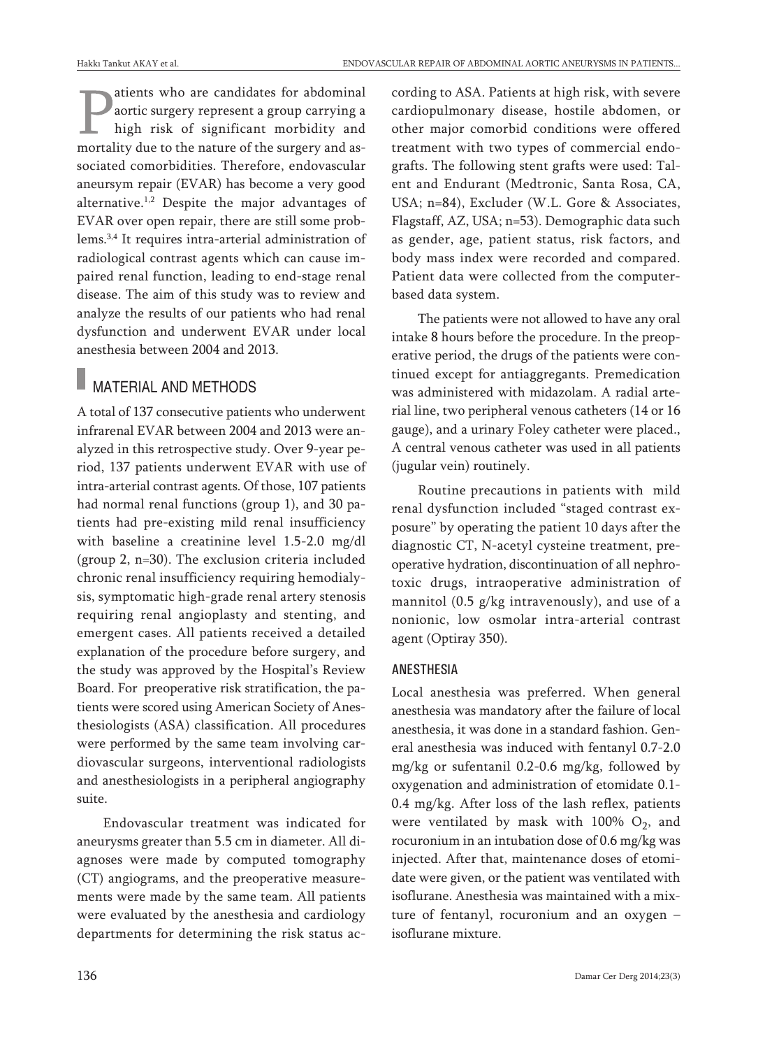Patients who are candidates for abdominal aortic surgery represent a group carrying a high risk of significant morbidity and mortality due to the nature of the surgery and associated comorbidities. Therefore, endovascular aneursym repair (EVAR) has become a very good alternative.[1,2] Despite the major advantages of EVAR over open repair, there are still some problems.[3,4] It requires intra-arterial administration of radiological contrast agents which can cause impaired renal function, leading to end-stage renal disease. The aim of this study was to review and analyze the results of our patients who had renal dysfunction and underwent EVAR under local anesthesia between 2004 and 2013.

## MATERIAL AND METHODS

A total of 137 consecutive patients who underwent infrarenal EVAR between 2004 and 2013 were analyzed in this retrospective study. Over 9-year period, 137 patients underwent EVAR with use of intra-arterial contrast agents. Of those, 107 patients had normal renal functions (group 1), and 30 patients had pre-existing mild renal insufficiency with baseline a creatinine level 1.5-2.0 mg/dl (group 2, n=30). The exclusion criteria included chronic renal insufficiency requiring hemodialysis, symptomatic high-grade renal artery stenosis requiring renal angioplasty and stenting, and emergent cases. All patients received a detailed explanation of the procedure before surgery, and the study was approved by the Hospital's Review Board. For preoperative risk stratification, the patients were scored using American Society of Anesthesiologists (ASA) classification. All procedures were performed by the same team involving cardiovascular surgeons, interventional radiologists and anesthesiologists in a peripheral angiography suite.

Endovascular treatment was indicated for aneurysms greater than 5.5 cm in diameter. All diagnoses were made by computed tomography (CT) angiograms, and the preoperative measurements were made by the same team. All patients were evaluated by the anesthesia and cardiology departments for determining the risk status according to ASA. Patients at high risk, with severe cardiopulmonary disease, hostile abdomen, or other major comorbid conditions were offered treatment with two types of commercial endografts. The following stent grafts were used: Talent and Endurant (Medtronic, Santa Rosa, CA, USA; n=84), Excluder (W.L. Gore & Associates, Flagstaff, AZ, USA; n=53). Demographic data such as gender, age, patient status, risk factors, and body mass index were recorded and compared. Patient data were collected from the computer-based data system.

The patients were not allowed to have any oral intake 8 hours before the procedure. In the preoperative period, the drugs of the patients were continued except for antiaggregants. Premedication was administered with midazolam. A radial arterial line, two peripheral venous catheters (14 or 16 gauge), and a urinary Foley catheter were placed., A central venous catheter was used in all patients (jugular vein) routinely.

Routine precautions in patients with mild renal dysfunction included "staged contrast exposure" by operating the patient 10 days after the diagnostic CT, N-acetyl cysteine treatment, preoperative hydration, discontinuation of all nephrotoxic drugs, intraoperative administration of mannitol (0.5 g/kg intravenously), and use of a nonionic, low osmolar intra-arterial contrast agent (Optiray 350).

### ANESTHESIA

Local anesthesia was preferred. When general anesthesia was mandatory after the failure of local anesthesia, it was done in a standard fashion. General anesthesia was induced with fentanyl 0.7-2.0 mg/kg or sufentanil 0.2-0.6 mg/kg, followed by oxygenation and administration of etomidate 0.1-0.4 mg/kg. After loss of the lash reflex, patients were ventilated by mask with 100% $O_2$, and rocuronium in an intubation dose of 0.6 mg/kg was injected. After that, maintenance doses of etomidate were given, or the patient was ventilated with isoflurane. Anesthesia was maintained with a mixture of fentanyl, rocuronium and an oxygen – isoflurane mixture.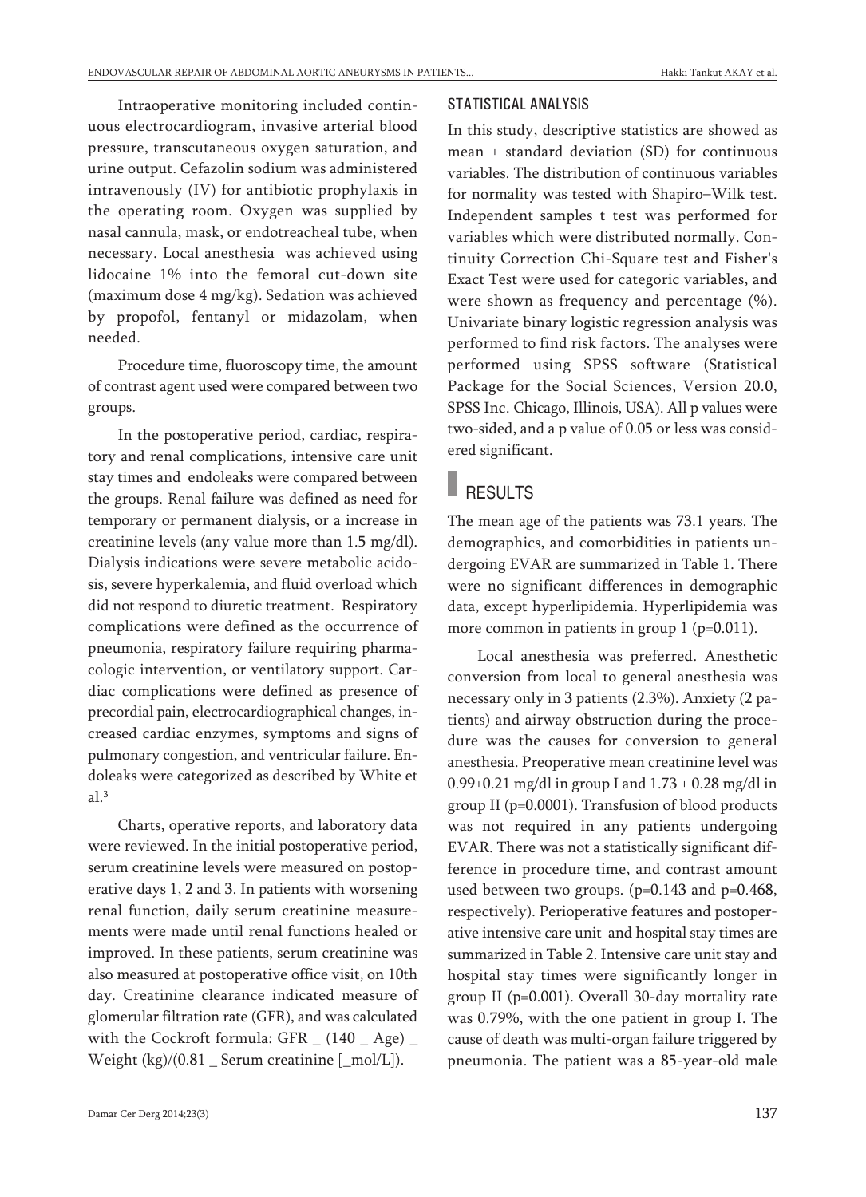Intraoperative monitoring included continuous electrocardiogram, invasive arterial blood pressure, transcutaneous oxygen saturation, and urine output. Cefazolin sodium was administered intravenously (IV) for antibiotic prophylaxis in the operating room. Oxygen was supplied by nasal cannula, mask, or endotreacheal tube, when necessary. Local anesthesia was achieved using lidocaine 1% into the femoral cut-down site (maximum dose 4 mg/kg). Sedation was achieved by propofol, fentanyl or midazolam, when needed.

Procedure time, fluoroscopy time, the amount of contrast agent used were compared between two groups.

In the postoperative period, cardiac, respiratory and renal complications, intensive care unit stay times and endoleaks were compared between the groups. Renal failure was defined as need for temporary or permanent dialysis, or a increase in creatinine levels (any value more than 1.5 mg/dl). Dialysis indications were severe metabolic acidosis, severe hyperkalemia, and fluid overload which did not respond to diuretic treatment. Respiratory complications were defined as the occurrence of pneumonia, respiratory failure requiring pharmacologic intervention, or ventilatory support. Cardiac complications were defined as presence of precordial pain, electrocardiographical changes, increased cardiac enzymes, symptoms and signs of pulmonary congestion, and ventricular failure. Endoleaks were categorized as described by White et al.[3]

Charts, operative reports, and laboratory data were reviewed. In the initial postoperative period, serum creatinine levels were measured on postoperative days 1, 2 and 3. In patients with worsening renal function, daily serum creatinine measurements were made until renal functions healed or improved. In these patients, serum creatinine was also measured at postoperative office visit, on 10th day. Creatinine clearance indicated measure of glomerular filtration rate (GFR), and was calculated with the Cockroft formula: GFR _ (140 _ Age) _ Weight (kg)/(0.81 _ Serum creatinine [_mol/L]).

### STATISTICAL ANALYSIS

In this study, descriptive statistics are showed as mean ± standard deviation (SD) for continuous variables. The distribution of continuous variables for normality was tested with Shapiro–Wilk test. Independent samples t test was performed for variables which were distributed normally. Continuity Correction Chi-Square test and Fisher's Exact Test were used for categoric variables, and were shown as frequency and percentage (%). Univariate binary logistic regression analysis was performed to find risk factors. The analyses were performed using SPSS software (Statistical Package for the Social Sciences, Version 20.0, SPSS Inc. Chicago, Illinois, USA). All p values were two-sided, and a p value of 0.05 or less was considered significant.

## RESULTS

The mean age of the patients was 73.1 years. The demographics, and comorbidities in patients undergoing EVAR are summarized in Table 1. There were no significant differences in demographic data, except hyperlipidemia. Hyperlipidemia was more common in patients in group 1 ($p=0.011$).

Local anesthesia was preferred. Anesthetic conversion from local to general anesthesia was necessary only in 3 patients (2.3%). Anxiety (2 patients) and airway obstruction during the procedure was the causes for conversion to general anesthesia. Preoperative mean creatinine level was 0.99±0.21 mg/dl in group I and 1.73 ± 0.28 mg/dl in group II ($p=0.0001$). Transfusion of blood products was not required in any patients undergoing EVAR. There was not a statistically significant difference in procedure time, and contrast amount used between two groups. ($p=0.143$ and $p=0.468$, respectively). Perioperative features and postoperative intensive care unit and hospital stay times are summarized in Table 2. Intensive care unit stay and hospital stay times were significantly longer in group II ($p=0.001$). Overall 30-day mortality rate was 0.79%, with the one patient in group I. The cause of death was multi-organ failure triggered by pneumonia. The patient was a 85-year-old male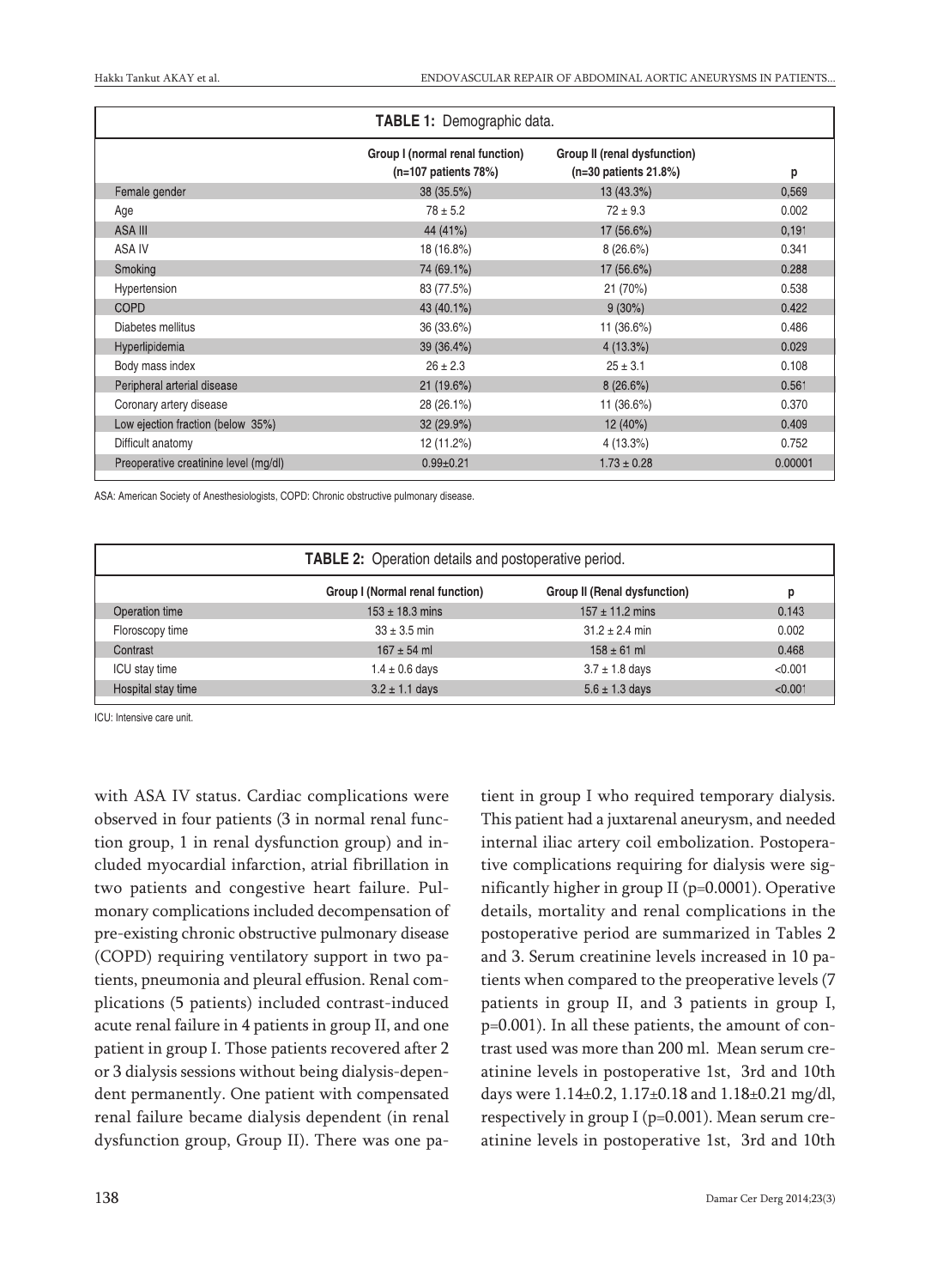**TABLE 1:** Demographic data.

| | Group I (normal renal function) (n=107 patients 78%) | Group II (renal dysfunction) (n=30 patients 21.8%) | p |
|---|---|---|---|
| Female gender | 38 (35.5%) | 13 (43.3%) | 0,569 |
| Age | 78 ± 5.2 | 72 ± 9.3 | 0.002 |
| ASA III | 44 (41%) | 17 (56.6%) | 0,191 |
| ASA IV | 18 (16.8%) | 8 (26.6%) | 0.341 |
| Smoking | 74 (69.1%) | 17 (56.6%) | 0.288 |
| Hypertension | 83 (77.5%) | 21 (70%) | 0.538 |
| COPD | 43 (40.1%) | 9 (30%) | 0.422 |
| Diabetes mellitus | 36 (33.6%) | 11 (36.6%) | 0.486 |
| Hyperlipidemia | 39 (36.4%) | 4 (13.3%) | 0.029 |
| Body mass index | 26 ± 2.3 | 25 ± 3.1 | 0.108 |
| Peripheral arterial disease | 21 (19.6%) | 8 (26.6%) | 0.561 |
| Coronary artery disease | 28 (26.1%) | 11 (36.6%) | 0.370 |
| Low ejection fraction (below 35%) | 32 (29.9%) | 12 (40%) | 0.409 |
| Difficult anatomy | 12 (11.2%) | 4 (13.3%) | 0.752 |
| Preoperative creatinine level (mg/dl) | 0.99±0.21 | 1.73 ± 0.28 | 0.00001 |

ASA: American Society of Anesthesiologists, COPD: Chronic obstructive pulmonary disease.

**TABLE 2:** Operation details and postoperative period.

| | Group I (Normal renal function) | Group II (Renal dysfunction) | p |
|---|---|---|---|
| Operation time | 153 ± 18.3 mins | 157 ± 11.2 mins | 0.143 |
| Floroscopy time | 33 ± 3.5 min | 31.2 ± 2.4 min | 0.002 |
| Contrast | 167 ± 54 ml | 158 ± 61 ml | 0.468 |
| ICU stay time | 1.4 ± 0.6 days | 3.7 ± 1.8 days | <0.001 |
| Hospital stay time | 3.2 ± 1.1 days | 5.6 ± 1.3 days | <0.001 |

ICU: Intensive care unit.

with ASA IV status. Cardiac complications were observed in four patients (3 in normal renal function group, 1 in renal dysfunction group) and included myocardial infarction, atrial fibrillation in two patients and congestive heart failure. Pulmonary complications included decompensation of pre-existing chronic obstructive pulmonary disease (COPD) requiring ventilatory support in two patients, pneumonia and pleural effusion. Renal complications (5 patients) included contrast-induced acute renal failure in 4 patients in group II, and one patient in group I. Those patients recovered after 2 or 3 dialysis sessions without being dialysis-dependent permanently. One patient with compensated renal failure became dialysis dependent (in renal dysfunction group, Group II). There was one patient in group I who required temporary dialysis. This patient had a juxtarenal aneurysm, and needed internal iliac artery coil embolization. Postoperative complications requiring for dialysis were significantly higher in group II (p=0.0001). Operative details, mortality and renal complications in the postoperative period are summarized in Tables 2 and 3. Serum creatinine levels increased in 10 patients when compared to the preoperative levels (7 patients in group II, and 3 patients in group I, p=0.001). In all these patients, the amount of contrast used was more than 200 ml. Mean serum creatinine levels in postoperative 1st, 3rd and 10th days were 1.14±0.2, 1.17±0.18 and 1.18±0.21 mg/dl, respectively in group I (p=0.001). Mean serum creatinine levels in postoperative 1st, 3rd and 10th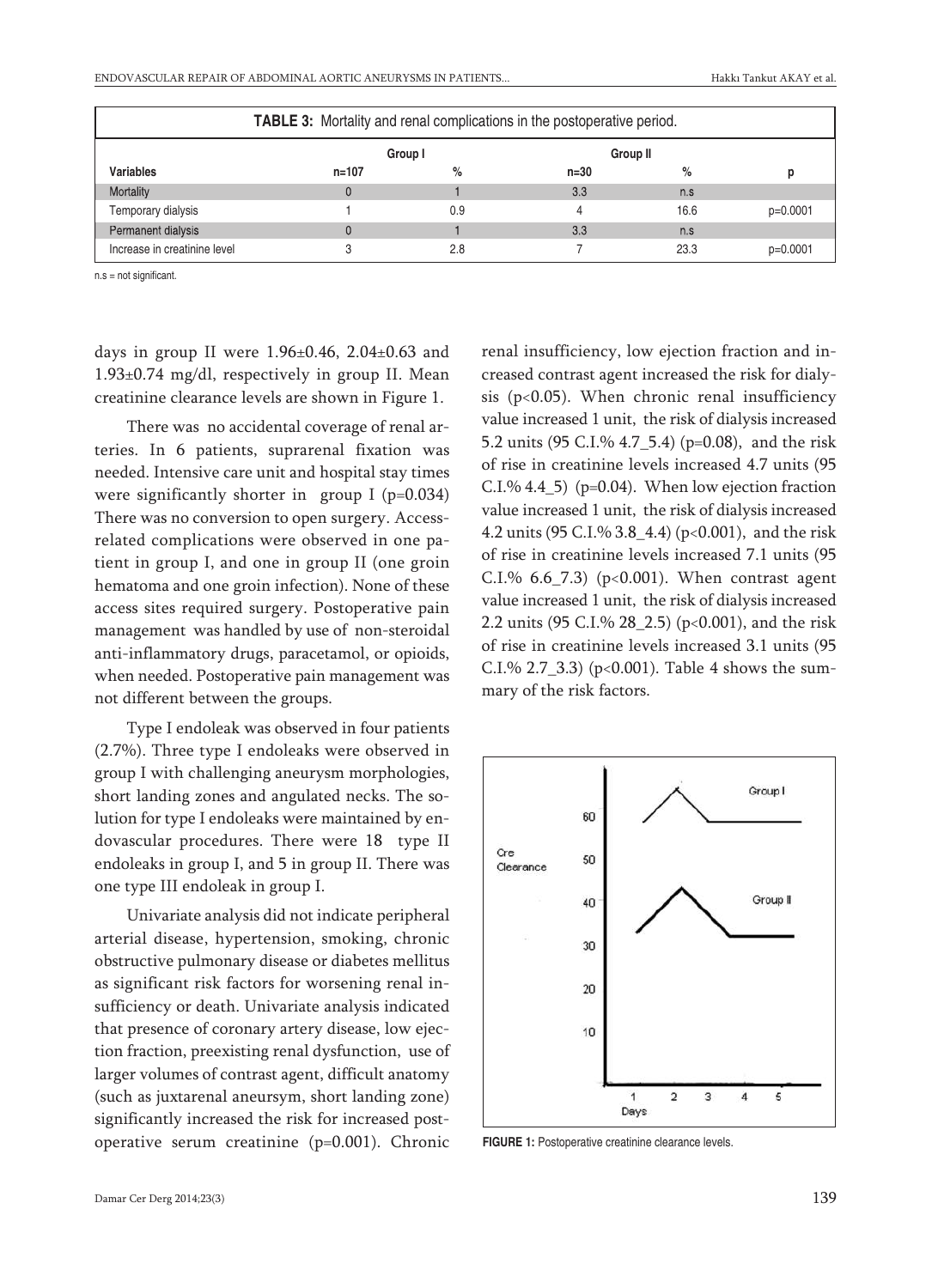**TABLE 3:** Mortality and renal complications in the postoperative period.

| | Group I | | Group II | | |
|---|---|---|---|---|---|
| **Variables** | **n=107** | **%** | **n=30** | **%** | **p** |
| Mortality | 0 | 1 | 3.3 | n.s | |
| Temporary dialysis | 1 | 0.9 | 4 | 16.6 | p=0.0001 |
| Permanent dialysis | 0 | 1 | 3.3 | n.s | |
| Increase in creatinine level | 3 | 2.8 | 7 | 23.3 | p=0.0001 |

n.s = not significant.

days in group II were 1.96±0.46, 2.04±0.63 and 1.93±0.74 mg/dl, respectively in group II. Mean creatinine clearance levels are shown in Figure 1.

There was no accidental coverage of renal arteries. In 6 patients, suprarenal fixation was needed. Intensive care unit and hospital stay times were significantly shorter in group I (p=0.034) There was no conversion to open surgery. Access-related complications were observed in one patient in group I, and one in group II (one groin hematoma and one groin infection). None of these access sites required surgery. Postoperative pain management was handled by use of non-steroidal anti-inflammatory drugs, paracetamol, or opioids, when needed. Postoperative pain management was not different between the groups.

Type I endoleak was observed in four patients (2.7%). Three type I endoleaks were observed in group I with challenging aneurysm morphologies, short landing zones and angulated necks. The solution for type I endoleaks were maintained by endovascular procedures. There were 18 type II endoleaks in group I, and 5 in group II. There was one type III endoleak in group I.

Univariate analysis did not indicate peripheral arterial disease, hypertension, smoking, chronic obstructive pulmonary disease or diabetes mellitus as significant risk factors for worsening renal insufficiency or death. Univariate analysis indicated that presence of coronary artery disease, low ejection fraction, preexisting renal dysfunction, use of larger volumes of contrast agent, difficult anatomy (such as juxtarenal aneursym, short landing zone) significantly increased the risk for increased postoperative serum creatinine (p=0.001). Chronic renal insufficiency, low ejection fraction and increased contrast agent increased the risk for dialysis (p<0.05). When chronic renal insufficiency value increased 1 unit, the risk of dialysis increased 5.2 units (95 C.I.% 4.7_5.4) (p=0.08), and the risk of rise in creatinine levels increased 4.7 units (95 C.I.% 4.4_5) (p=0.04). When low ejection fraction value increased 1 unit, the risk of dialysis increased 4.2 units (95 C.I.% 3.8_4.4) (p<0.001), and the risk of rise in creatinine levels increased 7.1 units (95 C.I.% 6.6_7.3) (p<0.001). When contrast agent value increased 1 unit, the risk of dialysis increased 2.2 units (95 C.I.% 28_2.5) (p<0.001), and the risk of rise in creatinine levels increased 3.1 units (95 C.I.% 2.7_3.3) (p<0.001). Table 4 shows the summary of the risk factors.

**FIGURE 1:** Postoperative creatinine clearance levels.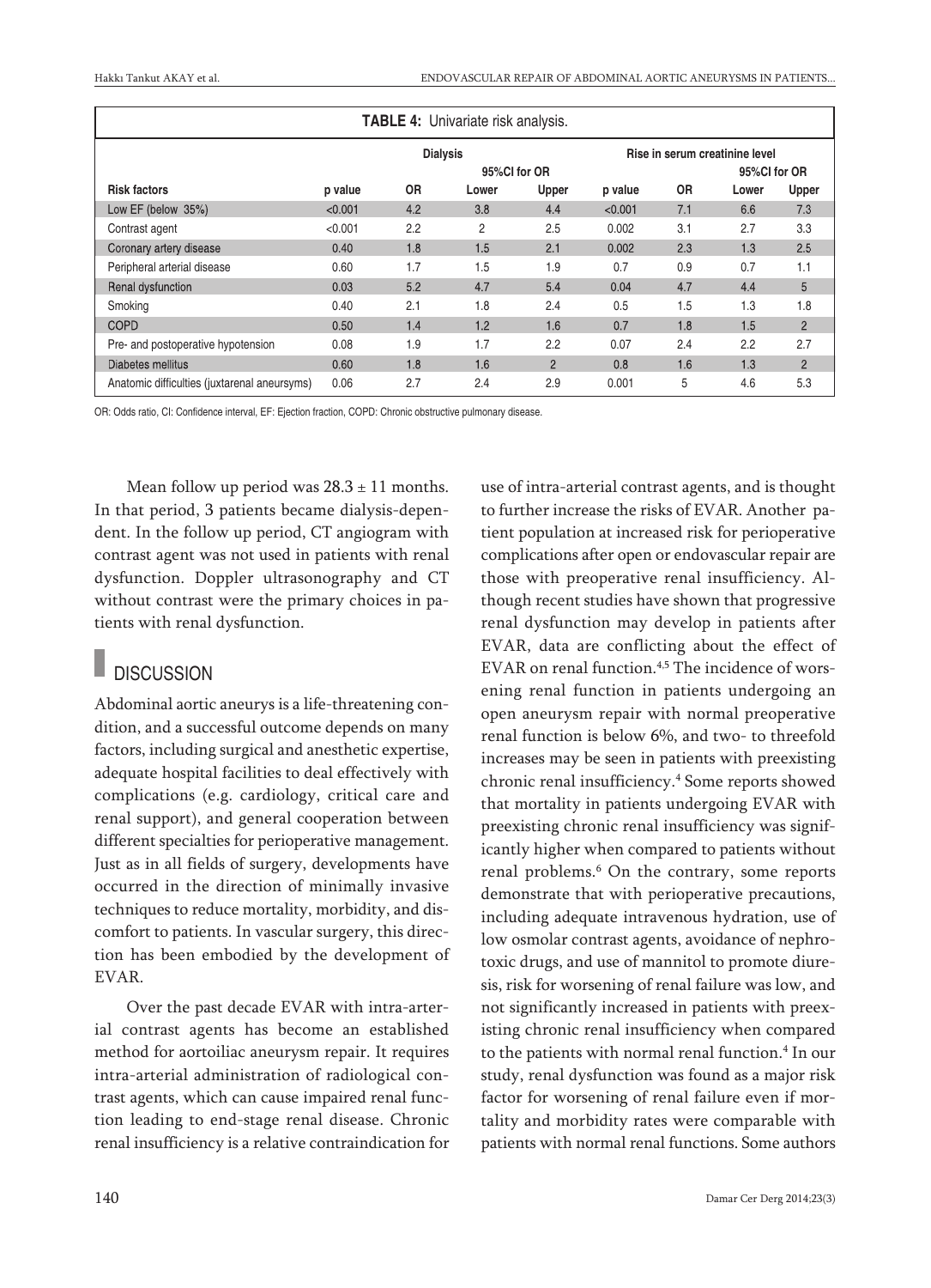**TABLE 4:** Univariate risk analysis.

| | Dialysis | | | | Rise in serum creatinine level | | | |
|---|---|---|---|---|---|---|---|---|
| | | | 95%CI for OR | | | | 95%CI for OR | |
| **Risk factors** | **p value** | **OR** | **Lower** | **Upper** | **p value** | **OR** | **Lower** | **Upper** |
| Low EF (below 35%) | <0.001 | 4.2 | 3.8 | 4.4 | <0.001 | 7.1 | 6.6 | 7.3 |
| Contrast agent | <0.001 | 2.2 | 2 | 2.5 | 0.002 | 3.1 | 2.7 | 3.3 |
| Coronary artery disease | 0.40 | 1.8 | 1.5 | 2.1 | 0.002 | 2.3 | 1.3 | 2.5 |
| Peripheral arterial disease | 0.60 | 1.7 | 1.5 | 1.9 | 0.7 | 0.9 | 0.7 | 1.1 |
| Renal dysfunction | 0.03 | 5.2 | 4.7 | 5.4 | 0.04 | 4.7 | 4.4 | 5 |
| Smoking | 0.40 | 2.1 | 1.8 | 2.4 | 0.5 | 1.5 | 1.3 | 1.8 |
| COPD | 0.50 | 1.4 | 1.2 | 1.6 | 0.7 | 1.8 | 1.5 | 2 |
| Pre- and postoperative hypotension | 0.08 | 1.9 | 1.7 | 2.2 | 0.07 | 2.4 | 2.2 | 2.7 |
| Diabetes mellitus | 0.60 | 1.8 | 1.6 | 2 | 0.8 | 1.6 | 1.3 | 2 |
| Anatomic difficulties (juxtarenal aneurysms) | 0.06 | 2.7 | 2.4 | 2.9 | 0.001 | 5 | 4.6 | 5.3 |

OR: Odds ratio, CI: Confidence interval, EF: Ejection fraction, COPD: Chronic obstructive pulmonary disease.

Mean follow up period was $28.3 \pm 11$ months. In that period, 3 patients became dialysis-dependent. In the follow up period, CT angiogram with contrast agent was not used in patients with renal dysfunction. Doppler ultrasonography and CT without contrast were the primary choices in patients with renal dysfunction.

## DISCUSSION

Abdominal aortic aneurys is a life-threatening condition, and a successful outcome depends on many factors, including surgical and anesthetic expertise, adequate hospital facilities to deal effectively with complications (e.g. cardiology, critical care and renal support), and general cooperation between different specialties for perioperative management. Just as in all fields of surgery, developments have occurred in the direction of minimally invasive techniques to reduce mortality, morbidity, and discomfort to patients. In vascular surgery, this direction has been embodied by the development of EVAR.

Over the past decade EVAR with intra-arterial contrast agents has become an established method for aortoiliac aneurysm repair. It requires intra-arterial administration of radiological contrast agents, which can cause impaired renal function leading to end-stage renal disease. Chronic renal insufficiency is a relative contraindication for use of intra-arterial contrast agents, and is thought to further increase the risks of EVAR. Another patient population at increased risk for perioperative complications after open or endovascular repair are those with preoperative renal insufficiency. Although recent studies have shown that progressive renal dysfunction may develop in patients after EVAR, data are conflicting about the effect of EVAR on renal function.[4,5] The incidence of worsening renal function in patients undergoing an open aneurysm repair with normal preoperative renal function is below 6%, and two- to threefold increases may be seen in patients with preexisting chronic renal insufficiency.[4] Some reports showed that mortality in patients undergoing EVAR with preexisting chronic renal insufficiency was significantly higher when compared to patients without renal problems.[6] On the contrary, some reports demonstrate that with perioperative precautions, including adequate intravenous hydration, use of low osmolar contrast agents, avoidance of nephrotoxic drugs, and use of mannitol to promote diuresis, risk for worsening of renal failure was low, and not significantly increased in patients with preexisting chronic renal insufficiency when compared to the patients with normal renal function.[4] In our study, renal dysfunction was found as a major risk factor for worsening of renal failure even if mortality and morbidity rates were comparable with patients with normal renal functions. Some authors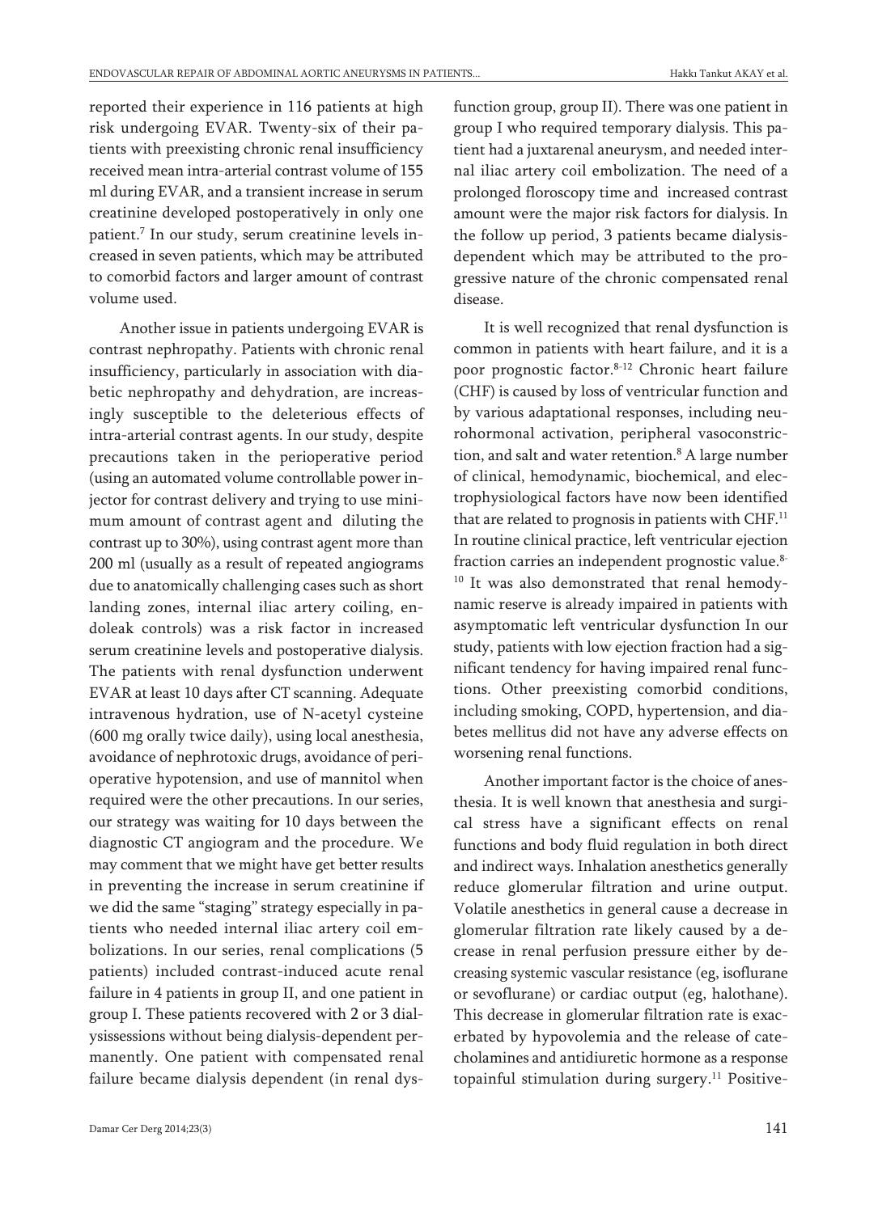reported their experience in 116 patients at high risk undergoing EVAR. Twenty-six of their patients with preexisting chronic renal insufficiency received mean intra-arterial contrast volume of 155 ml during EVAR, and a transient increase in serum creatinine developed postoperatively in only one patient.[7] In our study, serum creatinine levels increased in seven patients, which may be attributed to comorbid factors and larger amount of contrast volume used.

Another issue in patients undergoing EVAR is contrast nephropathy. Patients with chronic renal insufficiency, particularly in association with diabetic nephropathy and dehydration, are increasingly susceptible to the deleterious effects of intra-arterial contrast agents. In our study, despite precautions taken in the perioperative period (using an automated volume controllable power injector for contrast delivery and trying to use minimum amount of contrast agent and diluting the contrast up to 30%), using contrast agent more than 200 ml (usually as a result of repeated angiograms due to anatomically challenging cases such as short landing zones, internal iliac artery coiling, endoleak controls) was a risk factor in increased serum creatinine levels and postoperative dialysis. The patients with renal dysfunction underwent EVAR at least 10 days after CT scanning. Adequate intravenous hydration, use of N-acetyl cysteine (600 mg orally twice daily), using local anesthesia, avoidance of nephrotoxic drugs, avoidance of perioperative hypotension, and use of mannitol when required were the other precautions. In our series, our strategy was waiting for 10 days between the diagnostic CT angiogram and the procedure. We may comment that we might have get better results in preventing the increase in serum creatinine if we did the same "staging" strategy especially in patients who needed internal iliac artery coil embolizations. In our series, renal complications (5 patients) included contrast-induced acute renal failure in 4 patients in group II, and one patient in group I. These patients recovered with 2 or 3 dialysissessions without being dialysis-dependent permanently. One patient with compensated renal failure became dialysis dependent (in renal dysfunction group, group II). There was one patient in group I who required temporary dialysis. This patient had a juxtarenal aneurysm, and needed internal iliac artery coil embolization. The need of a prolonged floroscopy time and increased contrast amount were the major risk factors for dialysis. In the follow up period, 3 patients became dialysis-dependent which may be attributed to the progressive nature of the chronic compensated renal disease.

It is well recognized that renal dysfunction is common in patients with heart failure, and it is a poor prognostic factor.[8-12] Chronic heart failure (CHF) is caused by loss of ventricular function and by various adaptational responses, including neurohormonal activation, peripheral vasoconstriction, and salt and water retention.[8] A large number of clinical, hemodynamic, biochemical, and electrophysiological factors have now been identified that are related to prognosis in patients with CHF.[11] In routine clinical practice, left ventricular ejection fraction carries an independent prognostic value.[8-10] It was also demonstrated that renal hemodynamic reserve is already impaired in patients with asymptomatic left ventricular dysfunction In our study, patients with low ejection fraction had a significant tendency for having impaired renal functions. Other preexisting comorbid conditions, including smoking, COPD, hypertension, and diabetes mellitus did not have any adverse effects on worsening renal functions.

Another important factor is the choice of anesthesia. It is well known that anesthesia and surgical stress have a significant effects on renal functions and body fluid regulation in both direct and indirect ways. Inhalation anesthetics generally reduce glomerular filtration and urine output. Volatile anesthetics in general cause a decrease in glomerular filtration rate likely caused by a decrease in renal perfusion pressure either by decreasing systemic vascular resistance (eg, isoflurane or sevoflurane) or cardiac output (eg, halothane). This decrease in glomerular filtration rate is exacerbated by hypovolemia and the release of catecholamines and antidiuretic hormone as a response topainful stimulation during surgery.[11] Positive-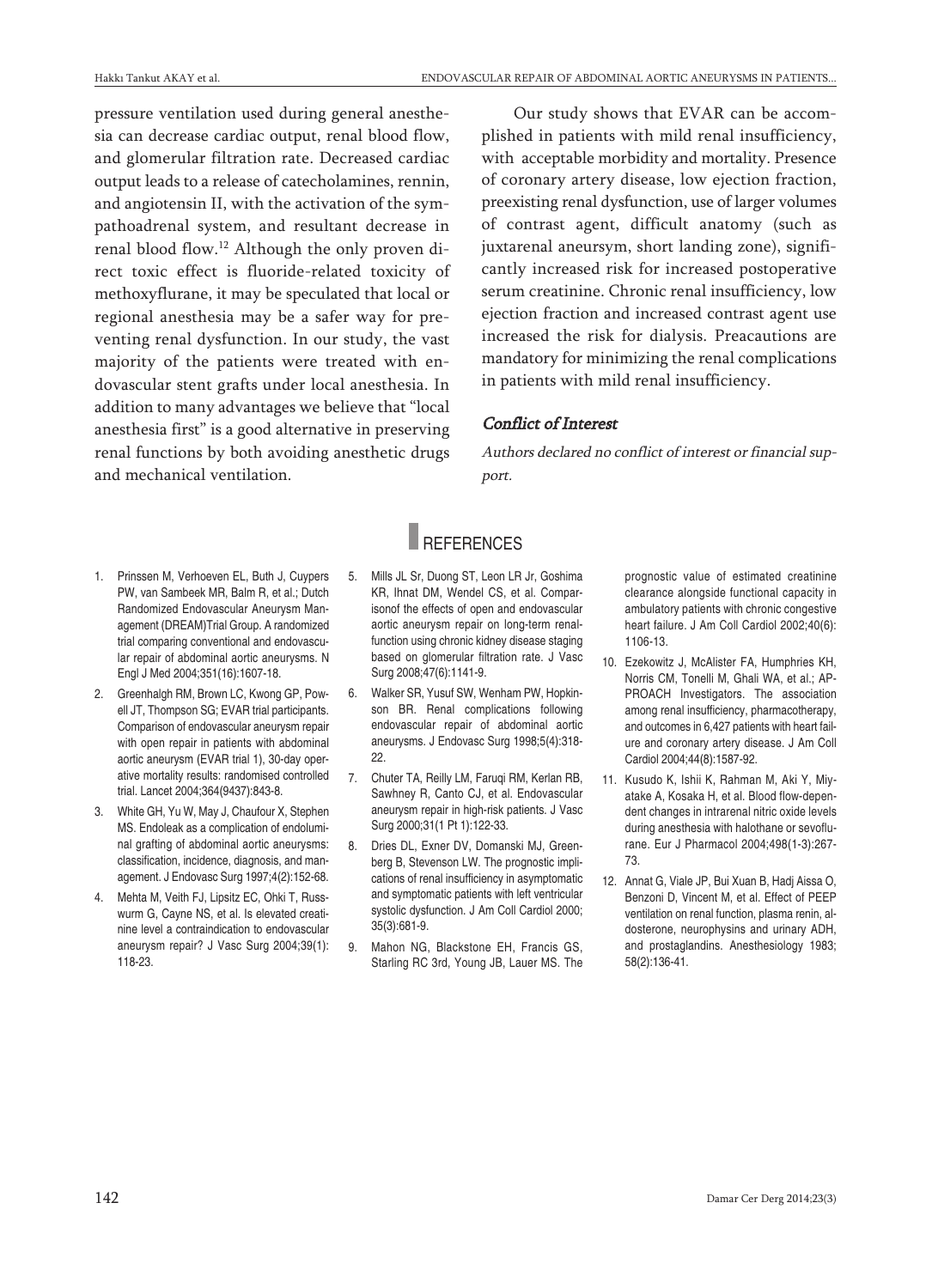pressure ventilation used during general anesthesia can decrease cardiac output, renal blood flow, and glomerular filtration rate. Decreased cardiac output leads to a release of catecholamines, rennin, and angiotensin II, with the activation of the sympathoadrenal system, and resultant decrease in renal blood flow.[12] Although the only proven direct toxic effect is fluoride-related toxicity of methoxyflurane, it may be speculated that local or regional anesthesia may be a safer way for preventing renal dysfunction. In our study, the vast majority of the patients were treated with endovascular stent grafts under local anesthesia. In addition to many advantages we believe that "local anesthesia first" is a good alternative in preserving renal functions by both avoiding anesthetic drugs and mechanical ventilation.

Our study shows that EVAR can be accomplished in patients with mild renal insufficiency, with acceptable morbidity and mortality. Presence of coronary artery disease, low ejection fraction, preexisting renal dysfunction, use of larger volumes of contrast agent, difficult anatomy (such as juxtarenal aneursym, short landing zone), significantly increased risk for increased postoperative serum creatinine. Chronic renal insufficiency, low ejection fraction and increased contrast agent use increased the risk for dialysis. Preacautions are mandatory for minimizing the renal complications in patients with mild renal insufficiency.

### *Conflict of Interest*

*Authors declared no conflict of interest or financial support.*

## REFERENCES

1. Prinssen M, Verhoeven EL, Buth J, Cuypers PW, van Sambeek MR, Balm R, et al.; Dutch Randomized Endovascular Aneurysm Management (DREAM)Trial Group. A randomized trial comparing conventional and endovascular repair of abdominal aortic aneurysms. N Engl J Med 2004;351(16):1607-18.
2. Greenhalgh RM, Brown LC, Kwong GP, Powell JT, Thompson SG; EVAR trial participants. Comparison of endovascular aneurysm repair with open repair in patients with abdominal aortic aneurysm (EVAR trial 1), 30-day operative mortality results: randomised controlled trial. Lancet 2004;364(9437):843-8.
3. White GH, Yu W, May J, Chaufour X, Stephen MS. Endoleak as a complication of endoluminal grafting of abdominal aortic aneurysms: classification, incidence, diagnosis, and management. J Endovasc Surg 1997;4(2):152-68.
4. Mehta M, Veith FJ, Lipsitz EC, Ohki T, Russwurm G, Cayne NS, et al. Is elevated creatinine level a contraindication to endovascular aneurysm repair? J Vasc Surg 2004;39(1): 118-23.
5. Mills JL Sr, Duong ST, Leon LR Jr, Goshima KR, Ihnat DM, Wendel CS, et al. Comparisonof the effects of open and endovascular aortic aneurysm repair on long-term renalfunction using chronic kidney disease staging based on glomerular filtration rate. J Vasc Surg 2008;47(6):1141-9.
6. Walker SR, Yusuf SW, Wenham PW, Hopkinson BR. Renal complications following endovascular repair of abdominal aortic aneurysms. J Endovasc Surg 1998;5(4):318-22.
7. Chuter TA, Reilly LM, Faruqi RM, Kerlan RB, Sawhney R, Canto CJ, et al. Endovascular aneurysm repair in high-risk patients. J Vasc Surg 2000;31(1 Pt 1):122-33.
8. Dries DL, Exner DV, Domanski MJ, Greenberg B, Stevenson LW. The prognostic implications of renal insufficiency in asymptomatic and symptomatic patients with left ventricular systolic dysfunction. J Am Coll Cardiol 2000; 35(3):681-9.
9. Mahon NG, Blackstone EH, Francis GS, Starling RC 3rd, Young JB, Lauer MS. The prognostic value of estimated creatinine clearance alongside functional capacity in ambulatory patients with chronic congestive heart failure. J Am Coll Cardiol 2002;40(6): 1106-13.
10. Ezekowitz J, McAlister FA, Humphries KH, Norris CM, Tonelli M, Ghali WA, et al.; APPROACH Investigators. The association among renal insufficiency, pharmacotherapy, and outcomes in 6,427 patients with heart failure and coronary artery disease. J Am Coll Cardiol 2004;44(8):1587-92.
11. Kusudo K, Ishii K, Rahman M, Aki Y, Miyatake A, Kosaka H, et al. Blood flow-dependent changes in intrarenal nitric oxide levels during anesthesia with halothane or sevoflurane. Eur J Pharmacol 2004;498(1-3):267-73.
12. Annat G, Viale JP, Bui Xuan B, Hadj Aissa O, Benzoni D, Vincent M, et al. Effect of PEEP ventilation on renal function, plasma renin, aldosterone, neurophysins and urinary ADH, and prostaglandins. Anesthesiology 1983; 58(2):136-41.